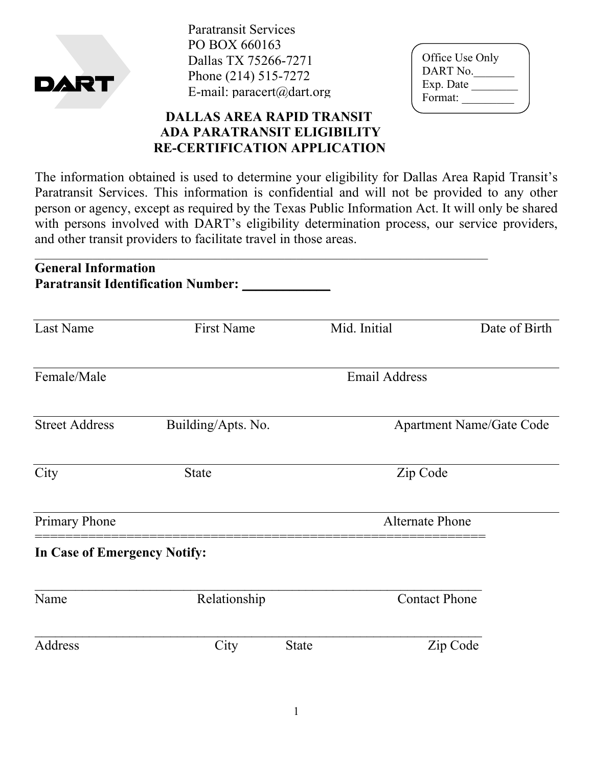DART

Paratransit Services
PO BOX 660163
Dallas TX 75266-7271
Phone (214) 515-7272
E-mail: paracert@dart.org

Office Use Only
DART No.\_\_\_\_\_\_\_
Exp. Date \_\_\_\_\_\_\_\_
Format: \_\_\_\_\_\_\_\_\_

# DALLAS AREA RAPID TRANSIT
# ADA PARATRANSIT ELIGIBILITY
# RE-CERTIFICATION APPLICATION

The information obtained is used to determine your eligibility for Dallas Area Rapid Transit's Paratransit Services. This information is confidential and will not be provided to any other person or agency, except as required by the Texas Public Information Act. It will only be shared with persons involved with DART's eligibility determination process, our service providers, and other transit providers to facilitate travel in those areas.

---

**General Information**
**Paratransit Identification Number: \_\_\_\_\_\_\_\_\_\_\_\_\_**

---

Last Name | First Name | Mid. Initial | Date of Birth

---

Female/Male | Email Address

---

Street Address | Building/Apts. No. | Apartment Name/Gate Code

---

City | State | Zip Code

---

Primary Phone | Alternate Phone

============================================================

**In Case of Emergency Notify:**

---

Name | Relationship | Contact Phone

---

Address | City | State | Zip Code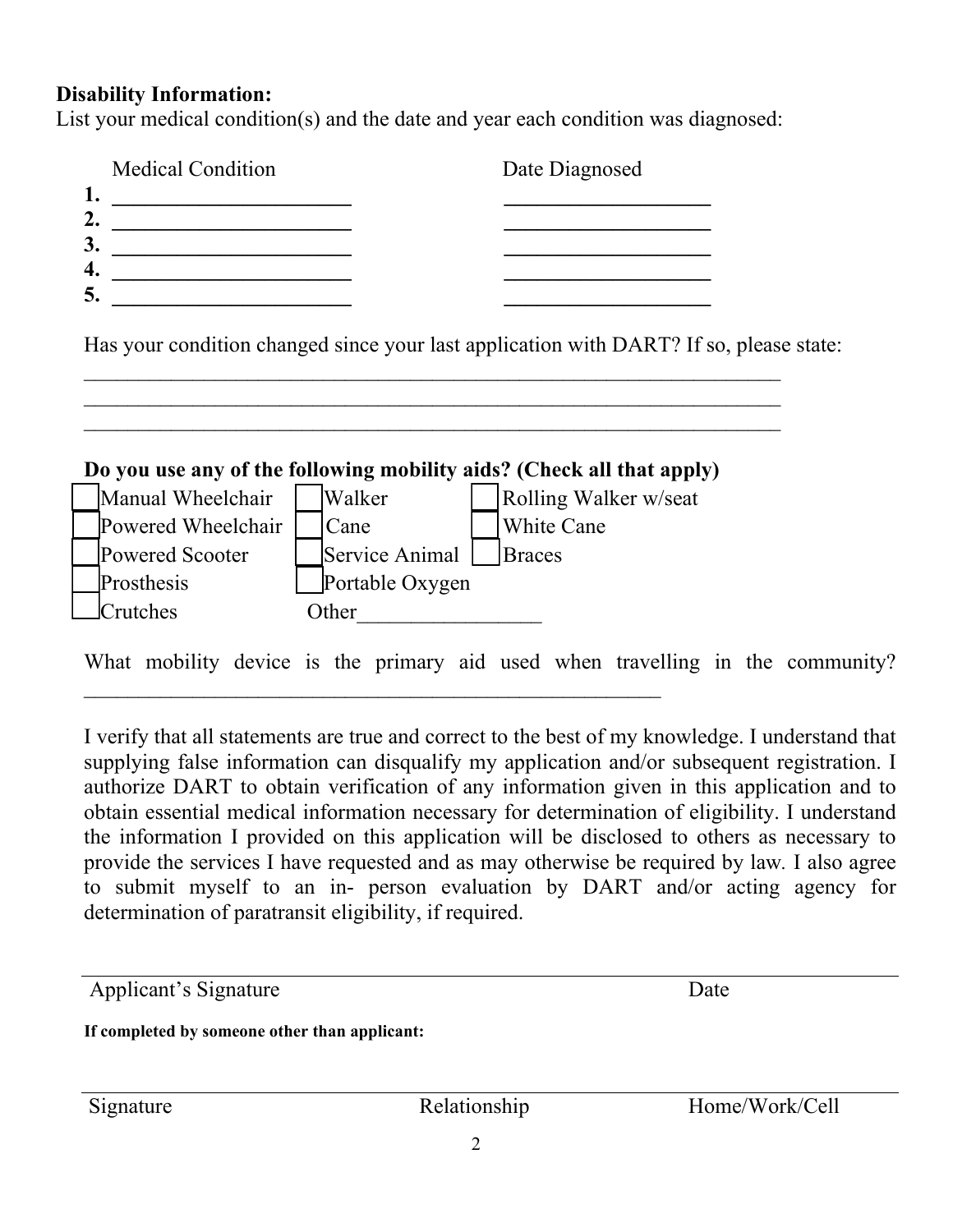**Disability Information:**

List your medical condition(s) and the date and year each condition was diagnosed:

| Medical Condition | Date Diagnosed |
| --- | --- |
| 1. ______________________ | ___________________ |
| 2. ______________________ | ___________________ |
| 3. ______________________ | ___________________ |
| 4. ______________________ | ___________________ |
| 5. ______________________ | ___________________ |

Has your condition changed since your last application with DART? If so, please state:

_________________________________________________________________
_________________________________________________________________
_________________________________________________________________

**Do you use any of the following mobility aids? (Check all that apply)**

| | | |
| --- | --- | --- |
| ☐ Manual Wheelchair | ☐ Walker | ☐ Rolling Walker w/seat |
| ☐ Powered Wheelchair | ☐ Cane | ☐ White Cane |
| ☐ Powered Scooter | ☐ Service Animal | ☐ Braces |
| ☐ Prosthesis | ☐ Portable Oxygen | |
| ☐ Crutches | Other_________________ | |

What mobility device is the primary aid used when travelling in the community? ______________________________________________________

I verify that all statements are true and correct to the best of my knowledge. I understand that supplying false information can disqualify my application and/or subsequent registration. I authorize DART to obtain verification of any information given in this application and to obtain essential medical information necessary for determination of eligibility. I understand the information I provided on this application will be disclosed to others as necessary to provide the services I have requested and as may otherwise be required by law. I also agree to submit myself to an in- person evaluation by DART and/or acting agency for determination of paratransit eligibility, if required.

_________________________________________________________________
Applicant's Signature                                                  Date

**If completed by someone other than applicant:**

_________________________________________________________________
Signature                                Relationship                                Home/Work/Cell